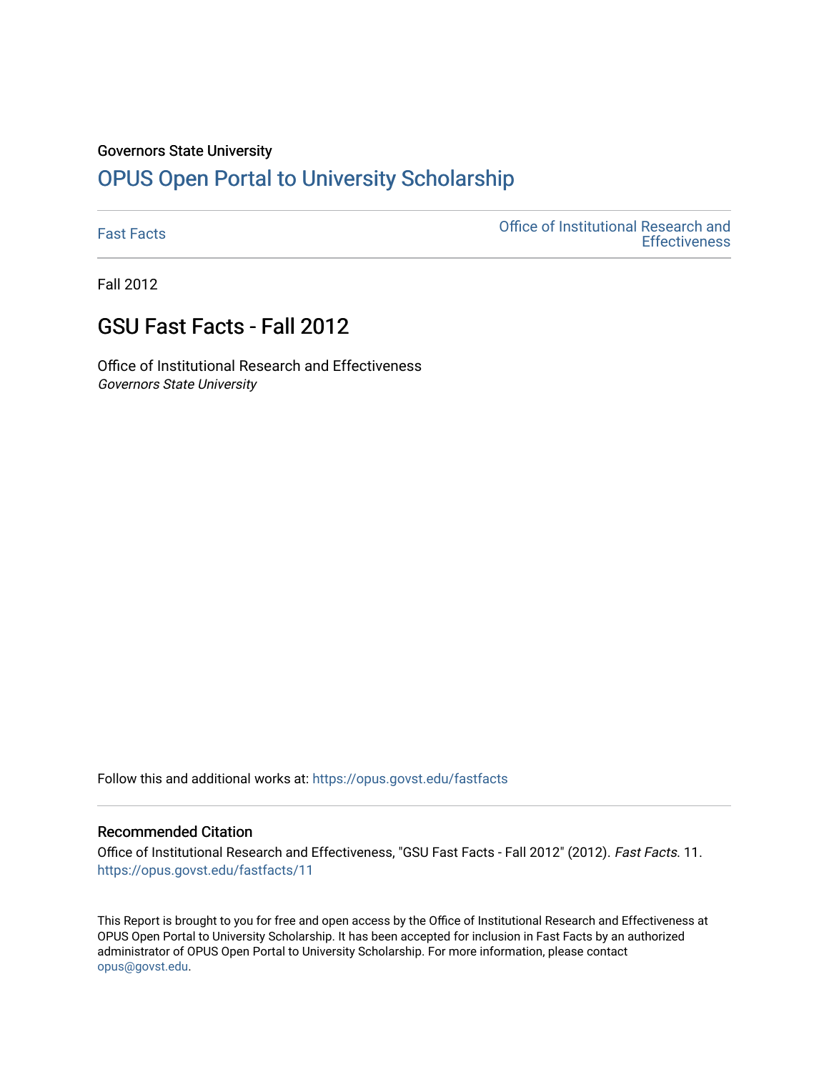Governors State University

# [OPUS Open Portal to University Scholarship](https://opus.govst.edu)

Fast Facts | Office of Institutional Research and Effectiveness

Fall 2012

## GSU Fast Facts - Fall 2012

Office of Institutional Research and Effectiveness
*Governors State University*

Follow this and additional works at: https://opus.govst.edu/fastfacts

### Recommended Citation

Office of Institutional Research and Effectiveness, "GSU Fast Facts - Fall 2012" (2012). *Fast Facts*. 11.
https://opus.govst.edu/fastfacts/11

This Report is brought to you for free and open access by the Office of Institutional Research and Effectiveness at OPUS Open Portal to University Scholarship. It has been accepted for inclusion in Fast Facts by an authorized administrator of OPUS Open Portal to University Scholarship. For more information, please contact opus@govst.edu.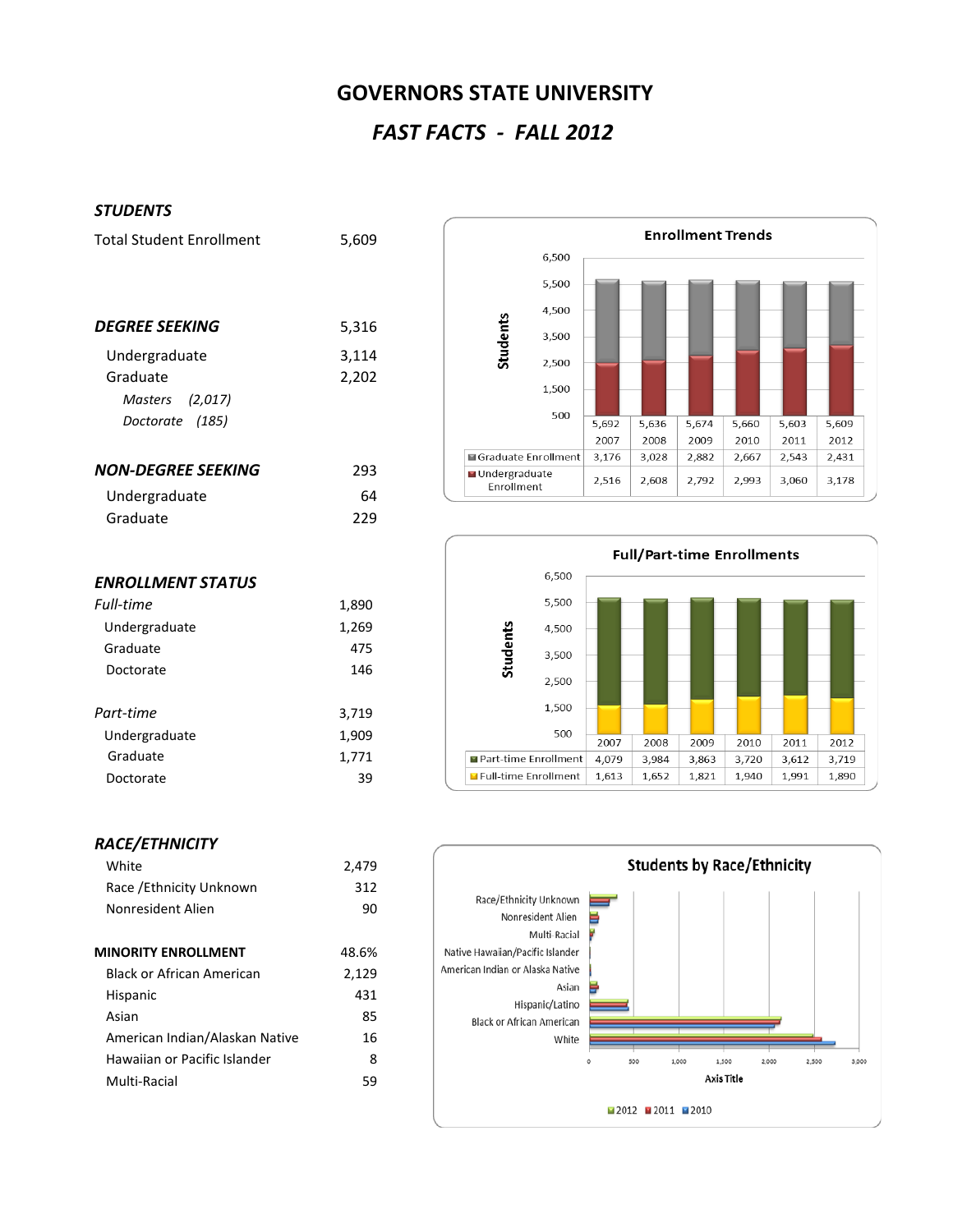# GOVERNORS STATE UNIVERSITY

## *FAST FACTS - FALL 2012*

### *STUDENTS*

| | |
|---|---|
| Total Student Enrollment | 5,609 |

### *DEGREE SEEKING* — 5,316

| | |
|---|---|
| Undergraduate | 3,114 |
| Graduate | 2,202 |
| *Masters (2,017)* | |
| *Doctorate (185)* | |

### *NON-DEGREE SEEKING* — 293

| | |
|---|---|
| Undergraduate | 64 |
| Graduate | 229 |

### *ENROLLMENT STATUS*

| | |
|---|---|
| *Full-time* | 1,890 |
| Undergraduate | 1,269 |
| Graduate | 475 |
| Doctorate | 146 |
| *Part-time* | 3,719 |
| Undergraduate | 1,909 |
| Graduate | 1,771 |
| Doctorate | 39 |

### *RACE/ETHNICITY*

| | |
|---|---|
| White | 2,479 |
| Race /Ethnicity Unknown | 312 |
| Nonresident Alien | 90 |

| | |
|---|---|
| **MINORITY ENROLLMENT** | 48.6% |
| Black or African American | 2,129 |
| Hispanic | 431 |
| Asian | 85 |
| American Indian/Alaskan Native | 16 |
| Hawaiian or Pacific Islander | 8 |
| Multi-Racial | 59 |

**Enrollment Trends**

| | 2007 | 2008 | 2009 | 2010 | 2011 | 2012 |
|---|---|---|---|---|---|---|
| Total | 5,692 | 5,636 | 5,674 | 5,660 | 5,603 | 5,609 |
| Graduate Enrollment | 3,176 | 3,028 | 2,882 | 2,667 | 2,543 | 2,431 |
| Undergraduate Enrollment | 2,516 | 2,608 | 2,792 | 2,993 | 3,060 | 3,178 |

**Full/Part-time Enrollments**

| | 2007 | 2008 | 2009 | 2010 | 2011 | 2012 |
|---|---|---|---|---|---|---|
| Part-time Enrollment | 4,079 | 3,984 | 3,863 | 3,720 | 3,612 | 3,719 |
| Full-time Enrollment | 1,613 | 1,652 | 1,821 | 1,940 | 1,991 | 1,890 |

**Students by Race/Ethnicity**

Categories: Race/Ethnicity Unknown, Nonresident Alien, Multi-Racial, Native Hawaiian/Pacific Islander, American Indian or Alaska Native, Asian, Hispanic/Latino, Black or African American, White

Axis Title

2012 | 2011 | 2010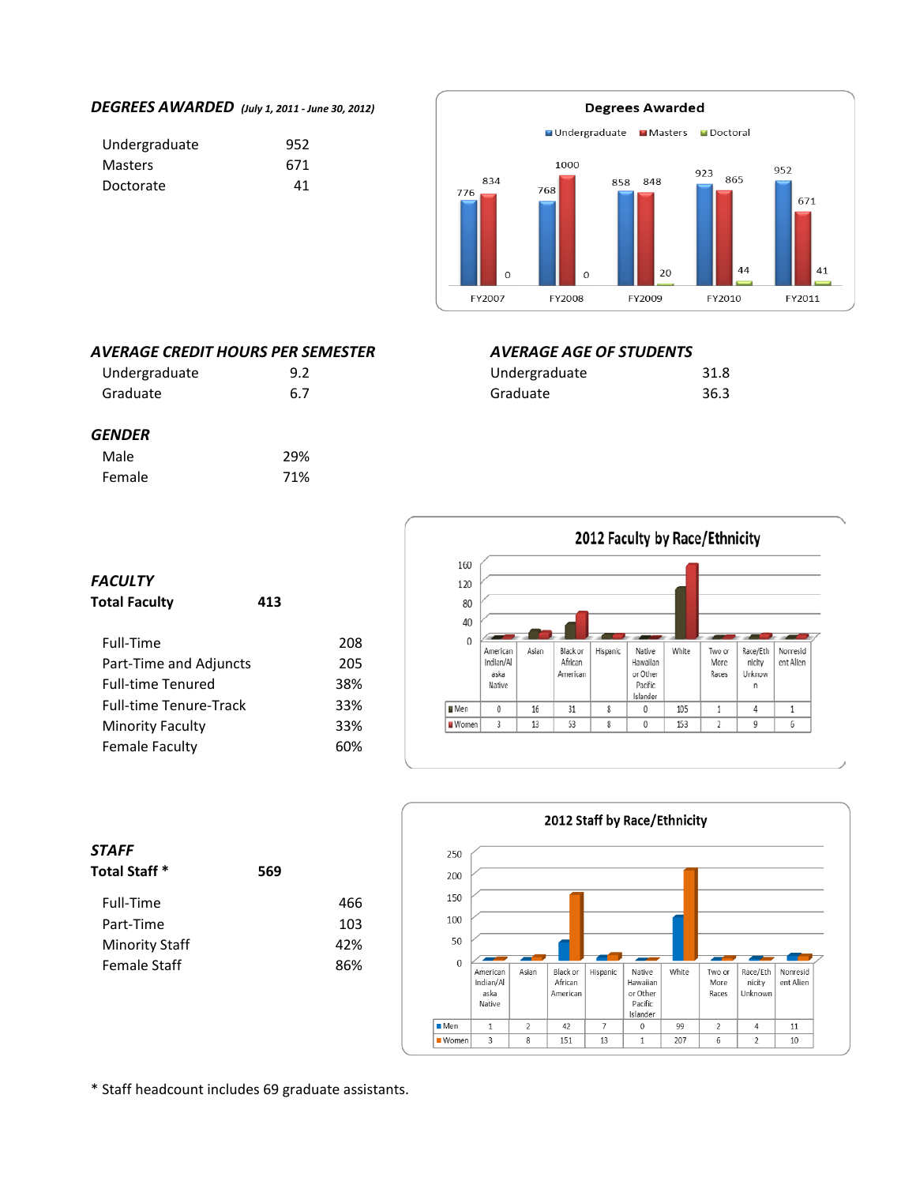## *DEGREES AWARDED* *(July 1, 2011 - June 30, 2012)*

| | |
|---|---|
| Undergraduate | 952 |
| Masters | 671 |
| Doctorate | 41 |

Degrees Awarded

Undergraduate Masters Doctoral

FY2007: 776, 834, 0
FY2008: 768, 1000, 0
FY2009: 858, 848, 20
FY2010: 923, 865, 44
FY2011: 952, 671, 41

## *AVERAGE CREDIT HOURS PER SEMESTER*

| | |
|---|---|
| Undergraduate | 9.2 |
| Graduate | 6.7 |

## *AVERAGE AGE OF STUDENTS*

| | |
|---|---|
| Undergraduate | 31.8 |
| Graduate | 36.3 |

## *GENDER*

| | |
|---|---|
| Male | 29% |
| Female | 71% |

## *FACULTY*

**Total Faculty** **413**

| | |
|---|---|
| Full-Time | 208 |
| Part-Time and Adjuncts | 205 |
| Full-time Tenured | 38% |
| Full-time Tenure-Track | 33% |
| Minority Faculty | 33% |
| Female Faculty | 60% |

2012 Faculty by Race/Ethnicity

160
120
80
40
0

American Indian/Alaska Native | Asian | Black or African American | Hispanic | Native Hawaiian or Other Pacific Islander | White | Two or More Races | Race/Ethnicity Unknown | Nonresident Alien

Men: 0 | 16 | 31 | 8 | 0 | 105 | 1 | 4 | 1
Women: 3 | 13 | 53 | 8 | 0 | 153 | 2 | 9 | 6

## *STAFF*

**Total Staff \*** **569**

| | |
|---|---|
| Full-Time | 466 |
| Part-Time | 103 |
| Minority Staff | 42% |
| Female Staff | 86% |

2012 Staff by Race/Ethnicity

250
200
150
100
50
0

American Indian/Alaska Native | Asian | Black or African American | Hispanic | Native Hawaiian or Other Pacific Islander | White | Two or More Races | Race/Ethnicity Unknown | Nonresident Alien

Men: 1 | 2 | 42 | 7 | 0 | 99 | 2 | 4 | 11
Women: 3 | 8 | 151 | 13 | 1 | 207 | 6 | 2 | 10

\* Staff headcount includes 69 graduate assistants.